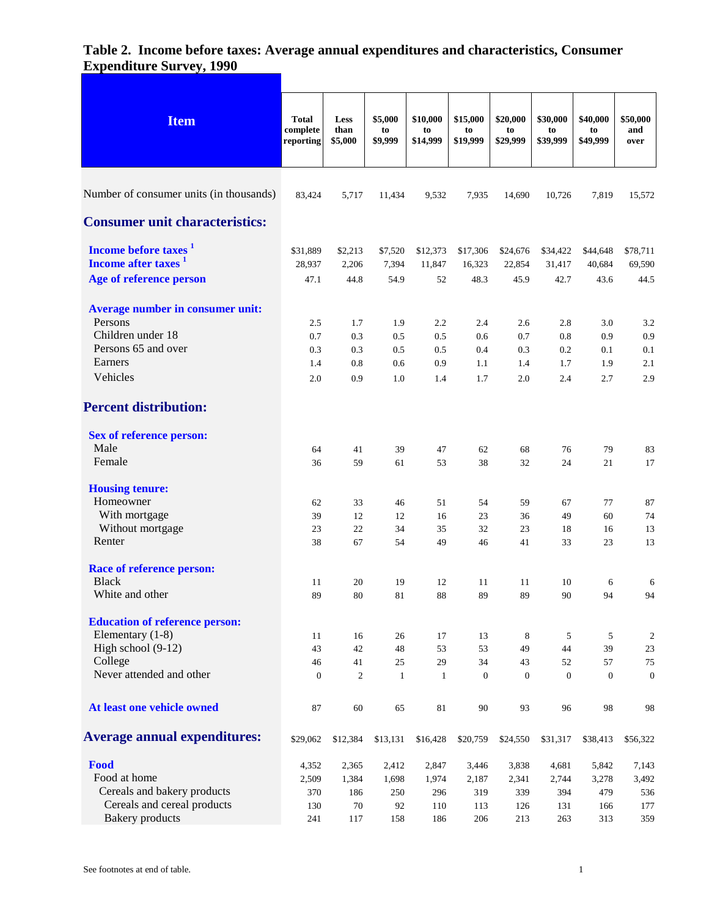# Table 2. Income before taxes: Average annual expenditures and characteristics, Consumer Expenditure Survey, 1990

| Item | Total complete reporting | Less than $5,000 | $5,000 to $9,999 | $10,000 to $14,999 | $15,000 to $19,999 | $20,000 to $29,999 | $30,000 to $39,999 | $40,000 to $49,999 | $50,000 and over |
|---|---|---|---|---|---|---|---|---|---|
| Number of consumer units (in thousands) | 83,424 | 5,717 | 11,434 | 9,532 | 7,935 | 14,690 | 10,726 | 7,819 | 15,572 |
| **Consumer unit characteristics:** | | | | | | | | | |
| **Income before taxes** [1] | $31,889 | $2,213 | $7,520 | $12,373 | $17,306 | $24,676 | $34,422 | $44,648 | $78,711 |
| **Income after taxes** [1] | 28,937 | 2,206 | 7,394 | 11,847 | 16,323 | 22,854 | 31,417 | 40,684 | 69,590 |
| **Age of reference person** | 47.1 | 44.8 | 54.9 | 52 | 48.3 | 45.9 | 42.7 | 43.6 | 44.5 |
| **Average number in consumer unit:** | | | | | | | | | |
| Persons | 2.5 | 1.7 | 1.9 | 2.2 | 2.4 | 2.6 | 2.8 | 3.0 | 3.2 |
| Children under 18 | 0.7 | 0.3 | 0.5 | 0.5 | 0.6 | 0.7 | 0.8 | 0.9 | 0.9 |
| Persons 65 and over | 0.3 | 0.3 | 0.5 | 0.5 | 0.4 | 0.3 | 0.2 | 0.1 | 0.1 |
| Earners | 1.4 | 0.8 | 0.6 | 0.9 | 1.1 | 1.4 | 1.7 | 1.9 | 2.1 |
| Vehicles | 2.0 | 0.9 | 1.0 | 1.4 | 1.7 | 2.0 | 2.4 | 2.7 | 2.9 |
| **Percent distribution:** | | | | | | | | | |
| **Sex of reference person:** | | | | | | | | | |
| Male | 64 | 41 | 39 | 47 | 62 | 68 | 76 | 79 | 83 |
| Female | 36 | 59 | 61 | 53 | 38 | 32 | 24 | 21 | 17 |
| **Housing tenure:** | | | | | | | | | |
| Homeowner | 62 | 33 | 46 | 51 | 54 | 59 | 67 | 77 | 87 |
| With mortgage | 39 | 12 | 12 | 16 | 23 | 36 | 49 | 60 | 74 |
| Without mortgage | 23 | 22 | 34 | 35 | 32 | 23 | 18 | 16 | 13 |
| Renter | 38 | 67 | 54 | 49 | 46 | 41 | 33 | 23 | 13 |
| **Race of reference person:** | | | | | | | | | |
| Black | 11 | 20 | 19 | 12 | 11 | 11 | 10 | 6 | 6 |
| White and other | 89 | 80 | 81 | 88 | 89 | 89 | 90 | 94 | 94 |
| **Education of reference person:** | | | | | | | | | |
| Elementary (1-8) | 11 | 16 | 26 | 17 | 13 | 8 | 5 | 5 | 2 |
| High school (9-12) | 43 | 42 | 48 | 53 | 53 | 49 | 44 | 39 | 23 |
| College | 46 | 41 | 25 | 29 | 34 | 43 | 52 | 57 | 75 |
| Never attended and other | 0 | 2 | 1 | 1 | 0 | 0 | 0 | 0 | 0 |
| **At least one vehicle owned** | 87 | 60 | 65 | 81 | 90 | 93 | 96 | 98 | 98 |
| **Average annual expenditures:** | $29,062 | $12,384 | $13,131 | $16,428 | $20,759 | $24,550 | $31,317 | $38,413 | $56,322 |
| **Food** | 4,352 | 2,365 | 2,412 | 2,847 | 3,446 | 3,838 | 4,681 | 5,842 | 7,143 |
| Food at home | 2,509 | 1,384 | 1,698 | 1,974 | 2,187 | 2,341 | 2,744 | 3,278 | 3,492 |
| Cereals and bakery products | 370 | 186 | 250 | 296 | 319 | 339 | 394 | 479 | 536 |
| Cereals and cereal products | 130 | 70 | 92 | 110 | 113 | 126 | 131 | 166 | 177 |
| Bakery products | 241 | 117 | 158 | 186 | 206 | 213 | 263 | 313 | 359 |

See footnotes at end of table.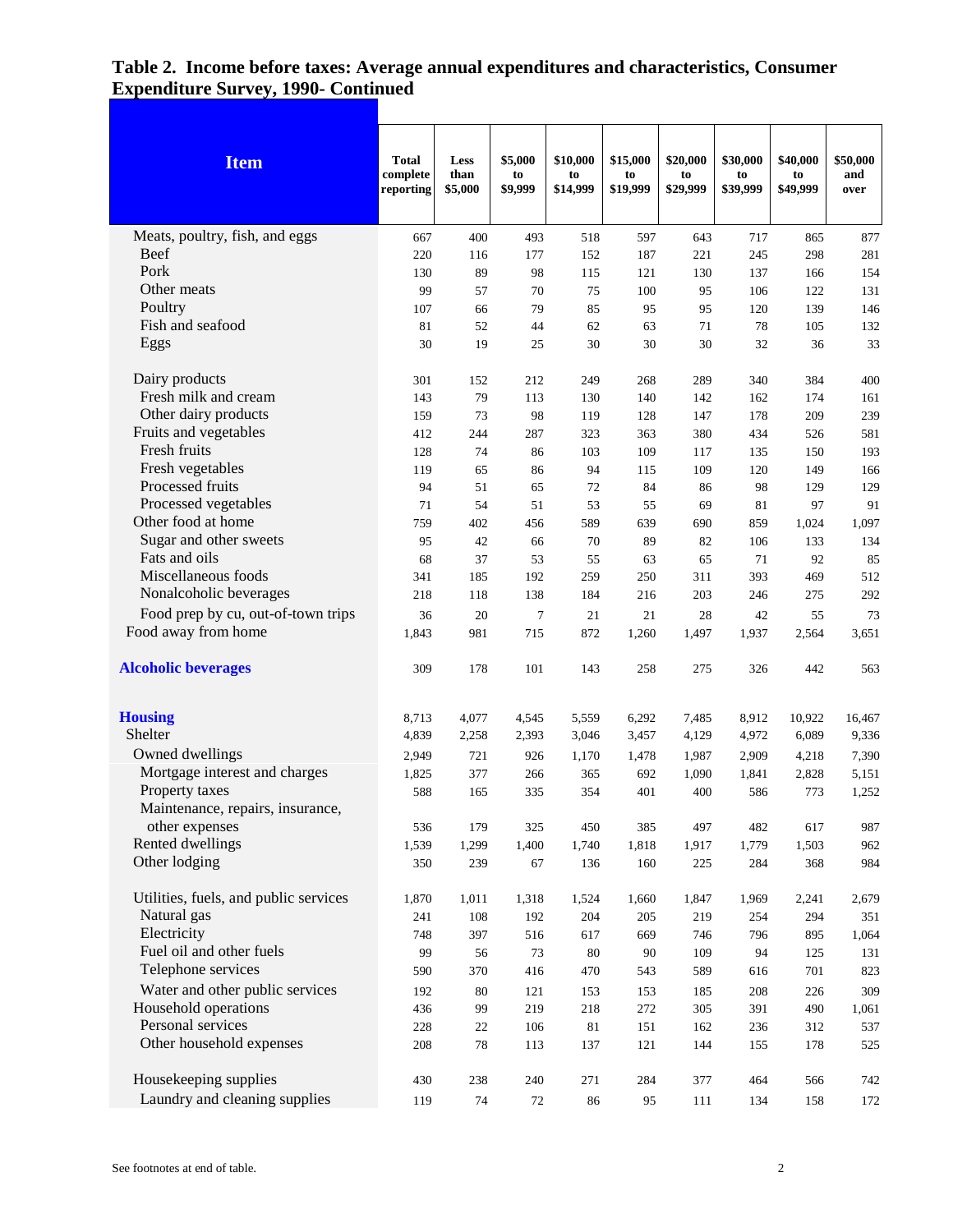## Table 2. Income before taxes: Average annual expenditures and characteristics, Consumer Expenditure Survey, 1990- Continued

| Item | Total complete reporting | Less than $5,000 | $5,000 to $9,999 | $10,000 to $14,999 | $15,000 to $19,999 | $20,000 to $29,999 | $30,000 to $39,999 | $40,000 to $49,999 | $50,000 and over |
|---|---|---|---|---|---|---|---|---|---|
| Meats, poultry, fish, and eggs | 667 | 400 | 493 | 518 | 597 | 643 | 717 | 865 | 877 |
| Beef | 220 | 116 | 177 | 152 | 187 | 221 | 245 | 298 | 281 |
| Pork | 130 | 89 | 98 | 115 | 121 | 130 | 137 | 166 | 154 |
| Other meats | 99 | 57 | 70 | 75 | 100 | 95 | 106 | 122 | 131 |
| Poultry | 107 | 66 | 79 | 85 | 95 | 95 | 120 | 139 | 146 |
| Fish and seafood | 81 | 52 | 44 | 62 | 63 | 71 | 78 | 105 | 132 |
| Eggs | 30 | 19 | 25 | 30 | 30 | 30 | 32 | 36 | 33 |
| Dairy products | 301 | 152 | 212 | 249 | 268 | 289 | 340 | 384 | 400 |
| Fresh milk and cream | 143 | 79 | 113 | 130 | 140 | 142 | 162 | 174 | 161 |
| Other dairy products | 159 | 73 | 98 | 119 | 128 | 147 | 178 | 209 | 239 |
| Fruits and vegetables | 412 | 244 | 287 | 323 | 363 | 380 | 434 | 526 | 581 |
| Fresh fruits | 128 | 74 | 86 | 103 | 109 | 117 | 135 | 150 | 193 |
| Fresh vegetables | 119 | 65 | 86 | 94 | 115 | 109 | 120 | 149 | 166 |
| Processed fruits | 94 | 51 | 65 | 72 | 84 | 86 | 98 | 129 | 129 |
| Processed vegetables | 71 | 54 | 51 | 53 | 55 | 69 | 81 | 97 | 91 |
| Other food at home | 759 | 402 | 456 | 589 | 639 | 690 | 859 | 1,024 | 1,097 |
| Sugar and other sweets | 95 | 42 | 66 | 70 | 89 | 82 | 106 | 133 | 134 |
| Fats and oils | 68 | 37 | 53 | 55 | 63 | 65 | 71 | 92 | 85 |
| Miscellaneous foods | 341 | 185 | 192 | 259 | 250 | 311 | 393 | 469 | 512 |
| Nonalcoholic beverages | 218 | 118 | 138 | 184 | 216 | 203 | 246 | 275 | 292 |
| Food prep by cu, out-of-town trips | 36 | 20 | 7 | 21 | 21 | 28 | 42 | 55 | 73 |
| Food away from home | 1,843 | 981 | 715 | 872 | 1,260 | 1,497 | 1,937 | 2,564 | 3,651 |
| **Alcoholic beverages** | 309 | 178 | 101 | 143 | 258 | 275 | 326 | 442 | 563 |
| **Housing** | 8,713 | 4,077 | 4,545 | 5,559 | 6,292 | 7,485 | 8,912 | 10,922 | 16,467 |
| Shelter | 4,839 | 2,258 | 2,393 | 3,046 | 3,457 | 4,129 | 4,972 | 6,089 | 9,336 |
| Owned dwellings | 2,949 | 721 | 926 | 1,170 | 1,478 | 1,987 | 2,909 | 4,218 | 7,390 |
| Mortgage interest and charges | 1,825 | 377 | 266 | 365 | 692 | 1,090 | 1,841 | 2,828 | 5,151 |
| Property taxes | 588 | 165 | 335 | 354 | 401 | 400 | 586 | 773 | 1,252 |
| Maintenance, repairs, insurance, other expenses | 536 | 179 | 325 | 450 | 385 | 497 | 482 | 617 | 987 |
| Rented dwellings | 1,539 | 1,299 | 1,400 | 1,740 | 1,818 | 1,917 | 1,779 | 1,503 | 962 |
| Other lodging | 350 | 239 | 67 | 136 | 160 | 225 | 284 | 368 | 984 |
| Utilities, fuels, and public services | 1,870 | 1,011 | 1,318 | 1,524 | 1,660 | 1,847 | 1,969 | 2,241 | 2,679 |
| Natural gas | 241 | 108 | 192 | 204 | 205 | 219 | 254 | 294 | 351 |
| Electricity | 748 | 397 | 516 | 617 | 669 | 746 | 796 | 895 | 1,064 |
| Fuel oil and other fuels | 99 | 56 | 73 | 80 | 90 | 109 | 94 | 125 | 131 |
| Telephone services | 590 | 370 | 416 | 470 | 543 | 589 | 616 | 701 | 823 |
| Water and other public services | 192 | 80 | 121 | 153 | 153 | 185 | 208 | 226 | 309 |
| Household operations | 436 | 99 | 219 | 218 | 272 | 305 | 391 | 490 | 1,061 |
| Personal services | 228 | 22 | 106 | 81 | 151 | 162 | 236 | 312 | 537 |
| Other household expenses | 208 | 78 | 113 | 137 | 121 | 144 | 155 | 178 | 525 |
| Housekeeping supplies | 430 | 238 | 240 | 271 | 284 | 377 | 464 | 566 | 742 |
| Laundry and cleaning supplies | 119 | 74 | 72 | 86 | 95 | 111 | 134 | 158 | 172 |

See footnotes at end of table.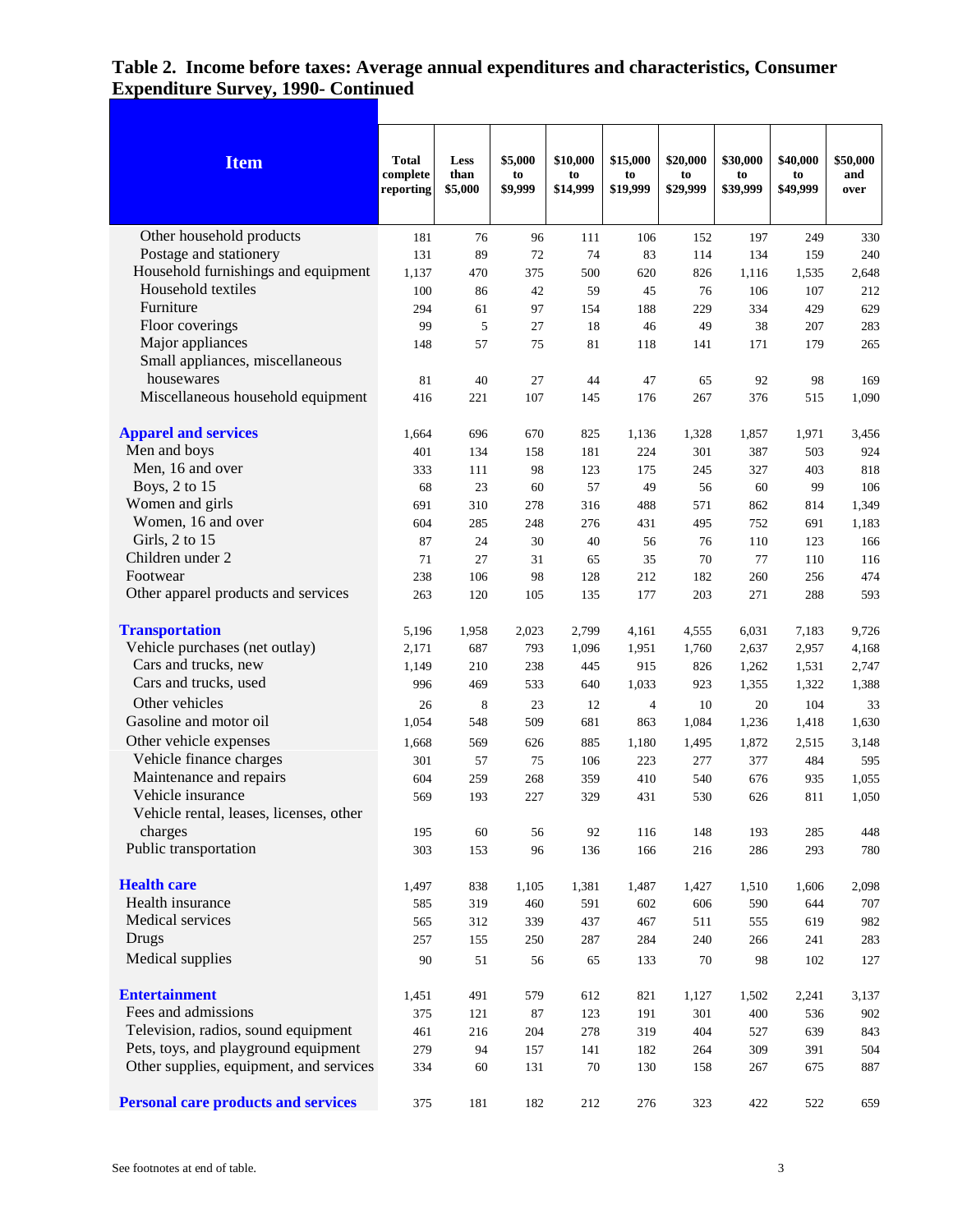# Table 2. Income before taxes: Average annual expenditures and characteristics, Consumer Expenditure Survey, 1990- Continued

| Item | Total complete reporting | Less than $5,000 | $5,000 to $9,999 | $10,000 to $14,999 | $15,000 to $19,999 | $20,000 to $29,999 | $30,000 to $39,999 | $40,000 to $49,999 | $50,000 and over |
|---|---|---|---|---|---|---|---|---|---|
| Other household products | 181 | 76 | 96 | 111 | 106 | 152 | 197 | 249 | 330 |
| Postage and stationery | 131 | 89 | 72 | 74 | 83 | 114 | 134 | 159 | 240 |
| Household furnishings and equipment | 1,137 | 470 | 375 | 500 | 620 | 826 | 1,116 | 1,535 | 2,648 |
| Household textiles | 100 | 86 | 42 | 59 | 45 | 76 | 106 | 107 | 212 |
| Furniture | 294 | 61 | 97 | 154 | 188 | 229 | 334 | 429 | 629 |
| Floor coverings | 99 | 5 | 27 | 18 | 46 | 49 | 38 | 207 | 283 |
| Major appliances | 148 | 57 | 75 | 81 | 118 | 141 | 171 | 179 | 265 |
| Small appliances, miscellaneous housewares | 81 | 40 | 27 | 44 | 47 | 65 | 92 | 98 | 169 |
| Miscellaneous household equipment | 416 | 221 | 107 | 145 | 176 | 267 | 376 | 515 | 1,090 |
| **Apparel and services** | 1,664 | 696 | 670 | 825 | 1,136 | 1,328 | 1,857 | 1,971 | 3,456 |
| Men and boys | 401 | 134 | 158 | 181 | 224 | 301 | 387 | 503 | 924 |
| Men, 16 and over | 333 | 111 | 98 | 123 | 175 | 245 | 327 | 403 | 818 |
| Boys, 2 to 15 | 68 | 23 | 60 | 57 | 49 | 56 | 60 | 99 | 106 |
| Women and girls | 691 | 310 | 278 | 316 | 488 | 571 | 862 | 814 | 1,349 |
| Women, 16 and over | 604 | 285 | 248 | 276 | 431 | 495 | 752 | 691 | 1,183 |
| Girls, 2 to 15 | 87 | 24 | 30 | 40 | 56 | 76 | 110 | 123 | 166 |
| Children under 2 | 71 | 27 | 31 | 65 | 35 | 70 | 77 | 110 | 116 |
| Footwear | 238 | 106 | 98 | 128 | 212 | 182 | 260 | 256 | 474 |
| Other apparel products and services | 263 | 120 | 105 | 135 | 177 | 203 | 271 | 288 | 593 |
| **Transportation** | 5,196 | 1,958 | 2,023 | 2,799 | 4,161 | 4,555 | 6,031 | 7,183 | 9,726 |
| Vehicle purchases (net outlay) | 2,171 | 687 | 793 | 1,096 | 1,951 | 1,760 | 2,637 | 2,957 | 4,168 |
| Cars and trucks, new | 1,149 | 210 | 238 | 445 | 915 | 826 | 1,262 | 1,531 | 2,747 |
| Cars and trucks, used | 996 | 469 | 533 | 640 | 1,033 | 923 | 1,355 | 1,322 | 1,388 |
| Other vehicles | 26 | 8 | 23 | 12 | 4 | 10 | 20 | 104 | 33 |
| Gasoline and motor oil | 1,054 | 548 | 509 | 681 | 863 | 1,084 | 1,236 | 1,418 | 1,630 |
| Other vehicle expenses | 1,668 | 569 | 626 | 885 | 1,180 | 1,495 | 1,872 | 2,515 | 3,148 |
| Vehicle finance charges | 301 | 57 | 75 | 106 | 223 | 277 | 377 | 484 | 595 |
| Maintenance and repairs | 604 | 259 | 268 | 359 | 410 | 540 | 676 | 935 | 1,055 |
| Vehicle insurance | 569 | 193 | 227 | 329 | 431 | 530 | 626 | 811 | 1,050 |
| Vehicle rental, leases, licenses, other charges | 195 | 60 | 56 | 92 | 116 | 148 | 193 | 285 | 448 |
| Public transportation | 303 | 153 | 96 | 136 | 166 | 216 | 286 | 293 | 780 |
| **Health care** | 1,497 | 838 | 1,105 | 1,381 | 1,487 | 1,427 | 1,510 | 1,606 | 2,098 |
| Health insurance | 585 | 319 | 460 | 591 | 602 | 606 | 590 | 644 | 707 |
| Medical services | 565 | 312 | 339 | 437 | 467 | 511 | 555 | 619 | 982 |
| Drugs | 257 | 155 | 250 | 287 | 284 | 240 | 266 | 241 | 283 |
| Medical supplies | 90 | 51 | 56 | 65 | 133 | 70 | 98 | 102 | 127 |
| **Entertainment** | 1,451 | 491 | 579 | 612 | 821 | 1,127 | 1,502 | 2,241 | 3,137 |
| Fees and admissions | 375 | 121 | 87 | 123 | 191 | 301 | 400 | 536 | 902 |
| Television, radios, sound equipment | 461 | 216 | 204 | 278 | 319 | 404 | 527 | 639 | 843 |
| Pets, toys, and playground equipment | 279 | 94 | 157 | 141 | 182 | 264 | 309 | 391 | 504 |
| Other supplies, equipment, and services | 334 | 60 | 131 | 70 | 130 | 158 | 267 | 675 | 887 |
| **Personal care products and services** | 375 | 181 | 182 | 212 | 276 | 323 | 422 | 522 | 659 |

See footnotes at end of table.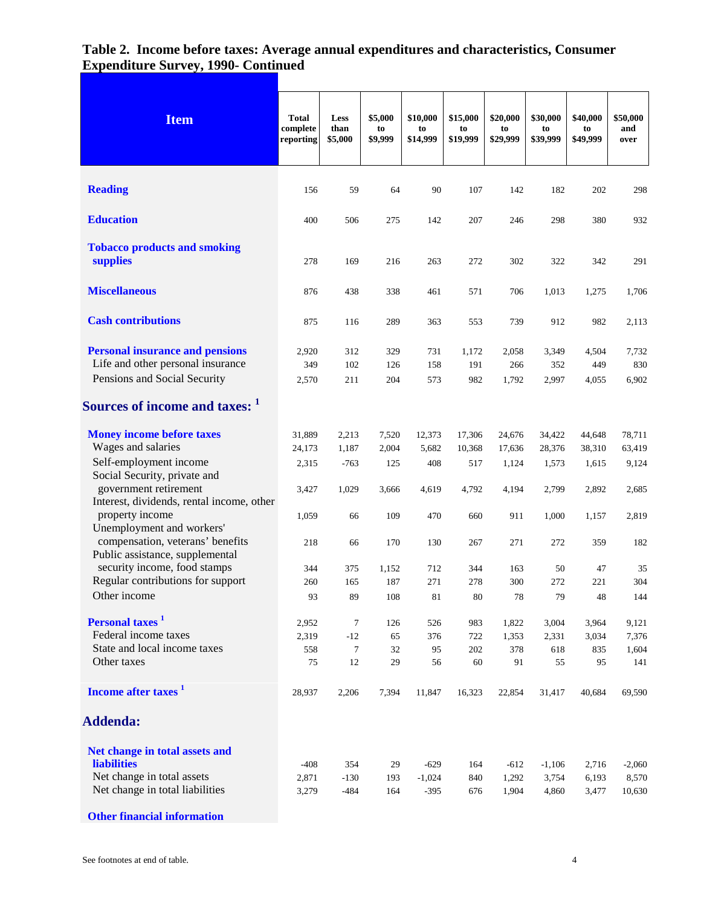# Table 2. Income before taxes: Average annual expenditures and characteristics, Consumer Expenditure Survey, 1990- Continued

| Item | Total complete reporting | Less than $5,000 | $5,000 to $9,999 | $10,000 to $14,999 | $15,000 to $19,999 | $20,000 to $29,999 | $30,000 to $39,999 | $40,000 to $49,999 | $50,000 and over |
|---|---|---|---|---|---|---|---|---|---|
| **Reading** | 156 | 59 | 64 | 90 | 107 | 142 | 182 | 202 | 298 |
| **Education** | 400 | 506 | 275 | 142 | 207 | 246 | 298 | 380 | 932 |
| **Tobacco products and smoking supplies** | 278 | 169 | 216 | 263 | 272 | 302 | 322 | 342 | 291 |
| **Miscellaneous** | 876 | 438 | 338 | 461 | 571 | 706 | 1,013 | 1,275 | 1,706 |
| **Cash contributions** | 875 | 116 | 289 | 363 | 553 | 739 | 912 | 982 | 2,113 |
| **Personal insurance and pensions** | 2,920 | 312 | 329 | 731 | 1,172 | 2,058 | 3,349 | 4,504 | 7,732 |
| Life and other personal insurance | 349 | 102 | 126 | 158 | 191 | 266 | 352 | 449 | 830 |
| Pensions and Social Security | 2,570 | 211 | 204 | 573 | 982 | 1,792 | 2,997 | 4,055 | 6,902 |
| **Sources of income and taxes:** [1] | | | | | | | | | |
| **Money income before taxes** | 31,889 | 2,213 | 7,520 | 12,373 | 17,306 | 24,676 | 34,422 | 44,648 | 78,711 |
| Wages and salaries | 24,173 | 1,187 | 2,004 | 5,682 | 10,368 | 17,636 | 28,376 | 38,310 | 63,419 |
| Self-employment income | 2,315 | -763 | 125 | 408 | 517 | 1,124 | 1,573 | 1,615 | 9,124 |
| Social Security, private and government retirement | 3,427 | 1,029 | 3,666 | 4,619 | 4,792 | 4,194 | 2,799 | 2,892 | 2,685 |
| Interest, dividends, rental income, other property income | 1,059 | 66 | 109 | 470 | 660 | 911 | 1,000 | 1,157 | 2,819 |
| Unemployment and workers' compensation, veterans' benefits | 218 | 66 | 170 | 130 | 267 | 271 | 272 | 359 | 182 |
| Public assistance, supplemental security income, food stamps | 344 | 375 | 1,152 | 712 | 344 | 163 | 50 | 47 | 35 |
| Regular contributions for support | 260 | 165 | 187 | 271 | 278 | 300 | 272 | 221 | 304 |
| Other income | 93 | 89 | 108 | 81 | 80 | 78 | 79 | 48 | 144 |
| **Personal taxes** [1] | 2,952 | 7 | 126 | 526 | 983 | 1,822 | 3,004 | 3,964 | 9,121 |
| Federal income taxes | 2,319 | -12 | 65 | 376 | 722 | 1,353 | 2,331 | 3,034 | 7,376 |
| State and local income taxes | 558 | 7 | 32 | 95 | 202 | 378 | 618 | 835 | 1,604 |
| Other taxes | 75 | 12 | 29 | 56 | 60 | 91 | 55 | 95 | 141 |
| **Income after taxes** [1] | 28,937 | 2,206 | 7,394 | 11,847 | 16,323 | 22,854 | 31,417 | 40,684 | 69,590 |
| **Addenda:** | | | | | | | | | |
| **Net change in total assets and liabilities** | -408 | 354 | 29 | -629 | 164 | -612 | -1,106 | 2,716 | -2,060 |
| Net change in total assets | 2,871 | -130 | 193 | -1,024 | 840 | 1,292 | 3,754 | 6,193 | 8,570 |
| Net change in total liabilities | 3,279 | -484 | 164 | -395 | 676 | 1,904 | 4,860 | 3,477 | 10,630 |
| **Other financial information** | | | | | | | | | |

See footnotes at end of table.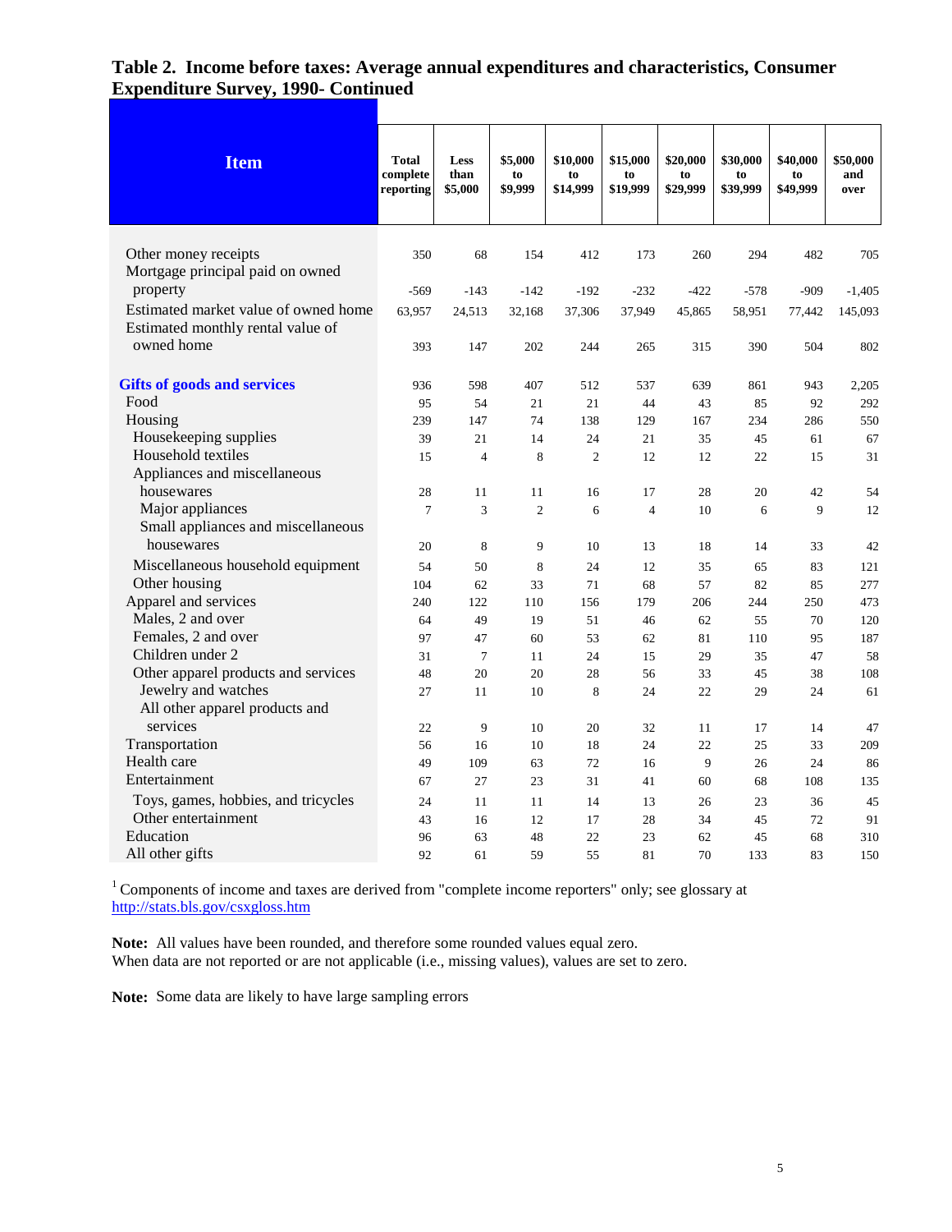## Table 2. Income before taxes: Average annual expenditures and characteristics, Consumer Expenditure Survey, 1990- Continued

| Item | Total complete reporting | Less than $5,000 | $5,000 to $9,999 | $10,000 to $14,999 | $15,000 to $19,999 | $20,000 to $29,999 | $30,000 to $39,999 | $40,000 to $49,999 | $50,000 and over |
|---|---|---|---|---|---|---|---|---|---|
| Other money receipts | 350 | 68 | 154 | 412 | 173 | 260 | 294 | 482 | 705 |
| Mortgage principal paid on owned property | -569 | -143 | -142 | -192 | -232 | -422 | -578 | -909 | -1,405 |
| Estimated market value of owned home | 63,957 | 24,513 | 32,168 | 37,306 | 37,949 | 45,865 | 58,951 | 77,442 | 145,093 |
| Estimated monthly rental value of owned home | 393 | 147 | 202 | 244 | 265 | 315 | 390 | 504 | 802 |
| **Gifts of goods and services** | 936 | 598 | 407 | 512 | 537 | 639 | 861 | 943 | 2,205 |
| Food | 95 | 54 | 21 | 21 | 44 | 43 | 85 | 92 | 292 |
| Housing | 239 | 147 | 74 | 138 | 129 | 167 | 234 | 286 | 550 |
| Housekeeping supplies | 39 | 21 | 14 | 24 | 21 | 35 | 45 | 61 | 67 |
| Household textiles | 15 | 4 | 8 | 2 | 12 | 12 | 22 | 15 | 31 |
| Appliances and miscellaneous housewares | 28 | 11 | 11 | 16 | 17 | 28 | 20 | 42 | 54 |
| Major appliances | 7 | 3 | 2 | 6 | 4 | 10 | 6 | 9 | 12 |
| Small appliances and miscellaneous housewares | 20 | 8 | 9 | 10 | 13 | 18 | 14 | 33 | 42 |
| Miscellaneous household equipment | 54 | 50 | 8 | 24 | 12 | 35 | 65 | 83 | 121 |
| Other housing | 104 | 62 | 33 | 71 | 68 | 57 | 82 | 85 | 277 |
| Apparel and services | 240 | 122 | 110 | 156 | 179 | 206 | 244 | 250 | 473 |
| Males, 2 and over | 64 | 49 | 19 | 51 | 46 | 62 | 55 | 70 | 120 |
| Females, 2 and over | 97 | 47 | 60 | 53 | 62 | 81 | 110 | 95 | 187 |
| Children under 2 | 31 | 7 | 11 | 24 | 15 | 29 | 35 | 47 | 58 |
| Other apparel products and services | 48 | 20 | 20 | 28 | 56 | 33 | 45 | 38 | 108 |
| Jewelry and watches | 27 | 11 | 10 | 8 | 24 | 22 | 29 | 24 | 61 |
| All other apparel products and services | 22 | 9 | 10 | 20 | 32 | 11 | 17 | 14 | 47 |
| Transportation | 56 | 16 | 10 | 18 | 24 | 22 | 25 | 33 | 209 |
| Health care | 49 | 109 | 63 | 72 | 16 | 9 | 26 | 24 | 86 |
| Entertainment | 67 | 27 | 23 | 31 | 41 | 60 | 68 | 108 | 135 |
| Toys, games, hobbies, and tricycles | 24 | 11 | 11 | 14 | 13 | 26 | 23 | 36 | 45 |
| Other entertainment | 43 | 16 | 12 | 17 | 28 | 34 | 45 | 72 | 91 |
| Education | 96 | 63 | 48 | 22 | 23 | 62 | 45 | 68 | 310 |
| All other gifts | 92 | 61 | 59 | 55 | 81 | 70 | 133 | 83 | 150 |

[1] Components of income and taxes are derived from "complete income reporters" only; see glossary at http://stats.bls.gov/csxgloss.htm

**Note:** All values have been rounded, and therefore some rounded values equal zero.
When data are not reported or are not applicable (i.e., missing values), values are set to zero.

**Note:** Some data are likely to have large sampling errors